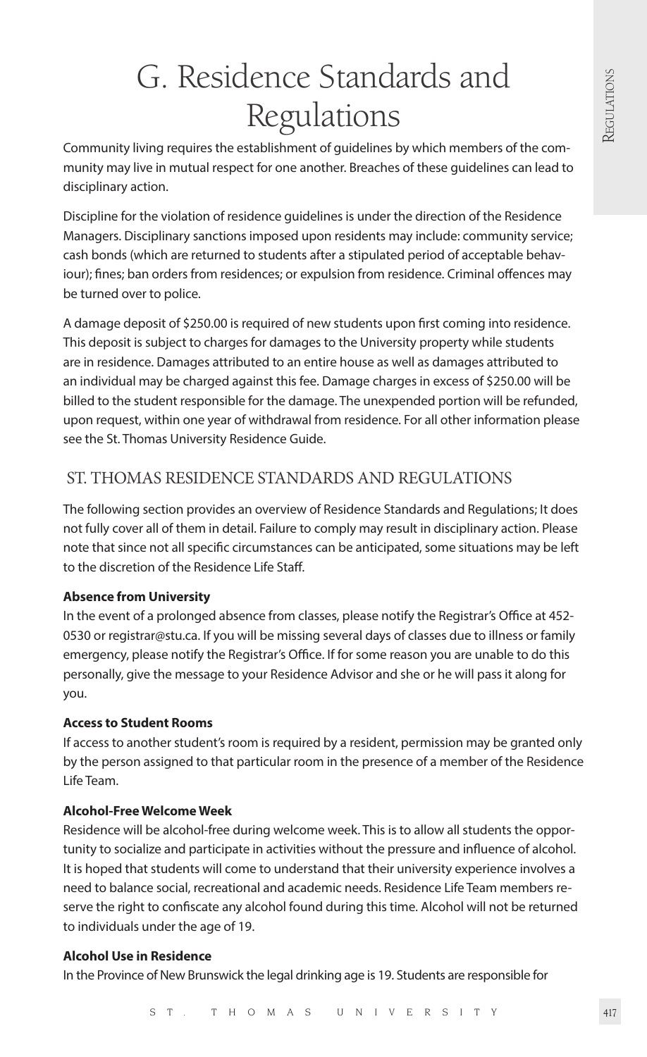# G. Residence Standards and Regulations

Community living requires the establishment of guidelines by which members of the community may live in mutual respect for one another. Breaches of these guidelines can lead to disciplinary action.

Discipline for the violation of residence guidelines is under the direction of the Residence Managers. Disciplinary sanctions imposed upon residents may include: community service; cash bonds (which are returned to students after a stipulated period of acceptable behaviour); fines; ban orders from residences; or expulsion from residence. Criminal offences may be turned over to police.

A damage deposit of $250.00 is required of new students upon first coming into residence. This deposit is subject to charges for damages to the University property while students are in residence. Damages attributed to an entire house as well as damages attributed to an individual may be charged against this fee. Damage charges in excess of $250.00 will be billed to the student responsible for the damage. The unexpended portion will be refunded, upon request, within one year of withdrawal from residence. For all other information please see the St. Thomas University Residence Guide.

## ST. THOMAS RESIDENCE STANDARDS AND REGULATIONS

The following section provides an overview of Residence Standards and Regulations; It does not fully cover all of them in detail. Failure to comply may result in disciplinary action. Please note that since not all specific circumstances can be anticipated, some situations may be left to the discretion of the Residence Life Staff.

**Absence from University**

In the event of a prolonged absence from classes, please notify the Registrar's Office at 452-0530 or registrar@stu.ca. If you will be missing several days of classes due to illness or family emergency, please notify the Registrar's Office. If for some reason you are unable to do this personally, give the message to your Residence Advisor and she or he will pass it along for you.

**Access to Student Rooms**

If access to another student's room is required by a resident, permission may be granted only by the person assigned to that particular room in the presence of a member of the Residence Life Team.

**Alcohol-Free Welcome Week**

Residence will be alcohol-free during welcome week. This is to allow all students the opportunity to socialize and participate in activities without the pressure and influence of alcohol. It is hoped that students will come to understand that their university experience involves a need to balance social, recreational and academic needs. Residence Life Team members reserve the right to confiscate any alcohol found during this time. Alcohol will not be returned to individuals under the age of 19.

**Alcohol Use in Residence**

In the Province of New Brunswick the legal drinking age is 19. Students are responsible for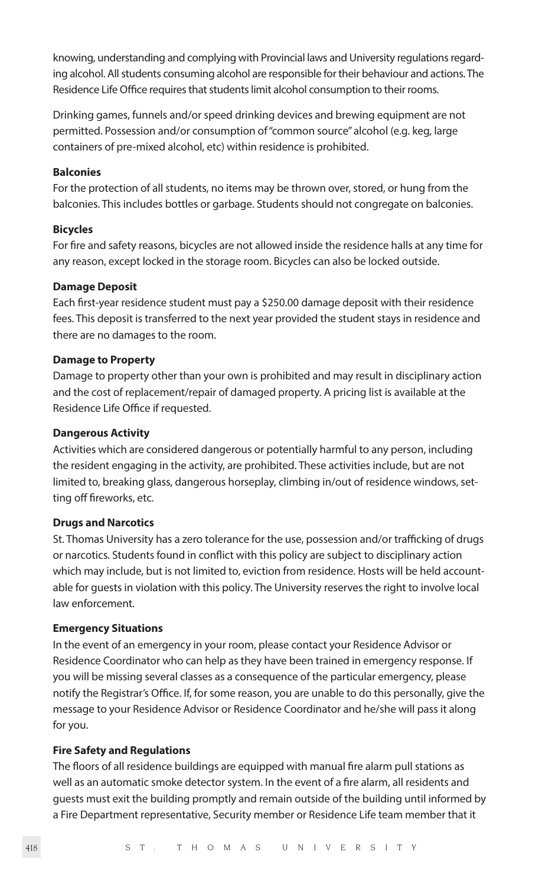knowing, understanding and complying with Provincial laws and University regulations regarding alcohol. All students consuming alcohol are responsible for their behaviour and actions. The Residence Life Office requires that students limit alcohol consumption to their rooms.

Drinking games, funnels and/or speed drinking devices and brewing equipment are not permitted. Possession and/or consumption of "common source" alcohol (e.g. keg, large containers of pre-mixed alcohol, etc) within residence is prohibited.

**Balconies**

For the protection of all students, no items may be thrown over, stored, or hung from the balconies. This includes bottles or garbage. Students should not congregate on balconies.

**Bicycles**

For fire and safety reasons, bicycles are not allowed inside the residence halls at any time for any reason, except locked in the storage room. Bicycles can also be locked outside.

**Damage Deposit**

Each first-year residence student must pay a $250.00 damage deposit with their residence fees. This deposit is transferred to the next year provided the student stays in residence and there are no damages to the room.

**Damage to Property**

Damage to property other than your own is prohibited and may result in disciplinary action and the cost of replacement/repair of damaged property. A pricing list is available at the Residence Life Office if requested.

**Dangerous Activity**

Activities which are considered dangerous or potentially harmful to any person, including the resident engaging in the activity, are prohibited. These activities include, but are not limited to, breaking glass, dangerous horseplay, climbing in/out of residence windows, setting off fireworks, etc.

**Drugs and Narcotics**

St. Thomas University has a zero tolerance for the use, possession and/or trafficking of drugs or narcotics. Students found in conflict with this policy are subject to disciplinary action which may include, but is not limited to, eviction from residence. Hosts will be held accountable for guests in violation with this policy. The University reserves the right to involve local law enforcement.

**Emergency Situations**

In the event of an emergency in your room, please contact your Residence Advisor or Residence Coordinator who can help as they have been trained in emergency response. If you will be missing several classes as a consequence of the particular emergency, please notify the Registrar's Office. If, for some reason, you are unable to do this personally, give the message to your Residence Advisor or Residence Coordinator and he/she will pass it along for you.

**Fire Safety and Regulations**

The floors of all residence buildings are equipped with manual fire alarm pull stations as well as an automatic smoke detector system. In the event of a fire alarm, all residents and guests must exit the building promptly and remain outside of the building until informed by a Fire Department representative, Security member or Residence Life team member that it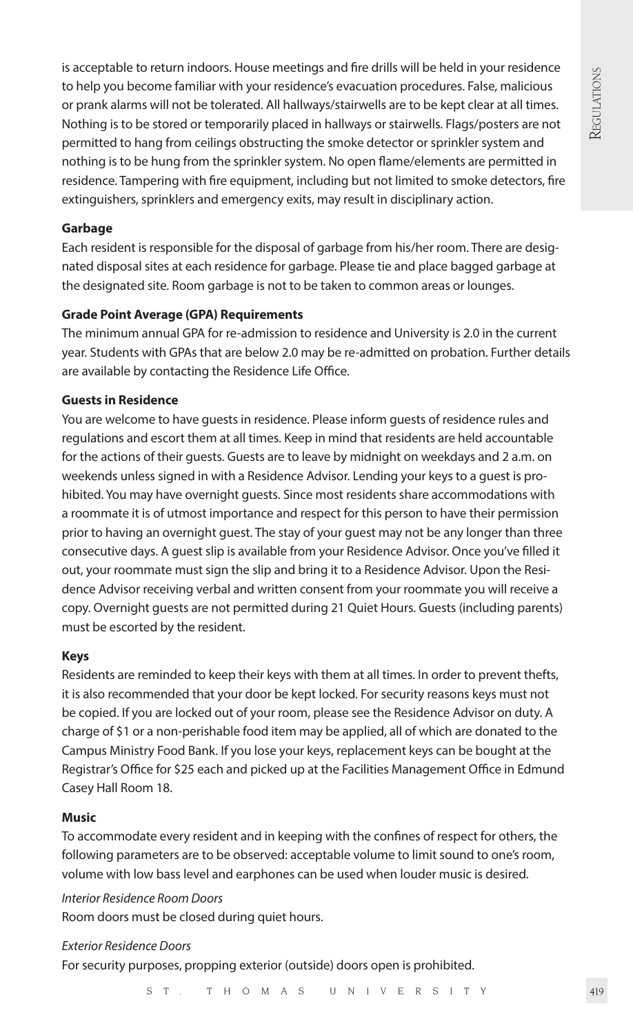is acceptable to return indoors. House meetings and fire drills will be held in your residence to help you become familiar with your residence's evacuation procedures. False, malicious or prank alarms will not be tolerated. All hallways/stairwells are to be kept clear at all times. Nothing is to be stored or temporarily placed in hallways or stairwells. Flags/posters are not permitted to hang from ceilings obstructing the smoke detector or sprinkler system and nothing is to be hung from the sprinkler system. No open flame/elements are permitted in residence. Tampering with fire equipment, including but not limited to smoke detectors, fire extinguishers, sprinklers and emergency exits, may result in disciplinary action.

**Garbage**

Each resident is responsible for the disposal of garbage from his/her room. There are designated disposal sites at each residence for garbage. Please tie and place bagged garbage at the designated site. Room garbage is not to be taken to common areas or lounges.

**Grade Point Average (GPA) Requirements**

The minimum annual GPA for re-admission to residence and University is 2.0 in the current year. Students with GPAs that are below 2.0 may be re-admitted on probation. Further details are available by contacting the Residence Life Office.

**Guests in Residence**

You are welcome to have guests in residence. Please inform guests of residence rules and regulations and escort them at all times. Keep in mind that residents are held accountable for the actions of their guests. Guests are to leave by midnight on weekdays and 2 a.m. on weekends unless signed in with a Residence Advisor. Lending your keys to a guest is prohibited. You may have overnight guests. Since most residents share accommodations with a roommate it is of utmost importance and respect for this person to have their permission prior to having an overnight guest. The stay of your guest may not be any longer than three consecutive days. A guest slip is available from your Residence Advisor. Once you've filled it out, your roommate must sign the slip and bring it to a Residence Advisor. Upon the Residence Advisor receiving verbal and written consent from your roommate you will receive a copy. Overnight guests are not permitted during 21 Quiet Hours. Guests (including parents) must be escorted by the resident.

**Keys**

Residents are reminded to keep their keys with them at all times. In order to prevent thefts, it is also recommended that your door be kept locked. For security reasons keys must not be copied. If you are locked out of your room, please see the Residence Advisor on duty. A charge of $1 or a non-perishable food item may be applied, all of which are donated to the Campus Ministry Food Bank. If you lose your keys, replacement keys can be bought at the Registrar's Office for $25 each and picked up at the Facilities Management Office in Edmund Casey Hall Room 18.

**Music**

To accommodate every resident and in keeping with the confines of respect for others, the following parameters are to be observed: acceptable volume to limit sound to one's room, volume with low bass level and earphones can be used when louder music is desired.

*Interior Residence Room Doors*

Room doors must be closed during quiet hours.

*Exterior Residence Doors*

For security purposes, propping exterior (outside) doors open is prohibited.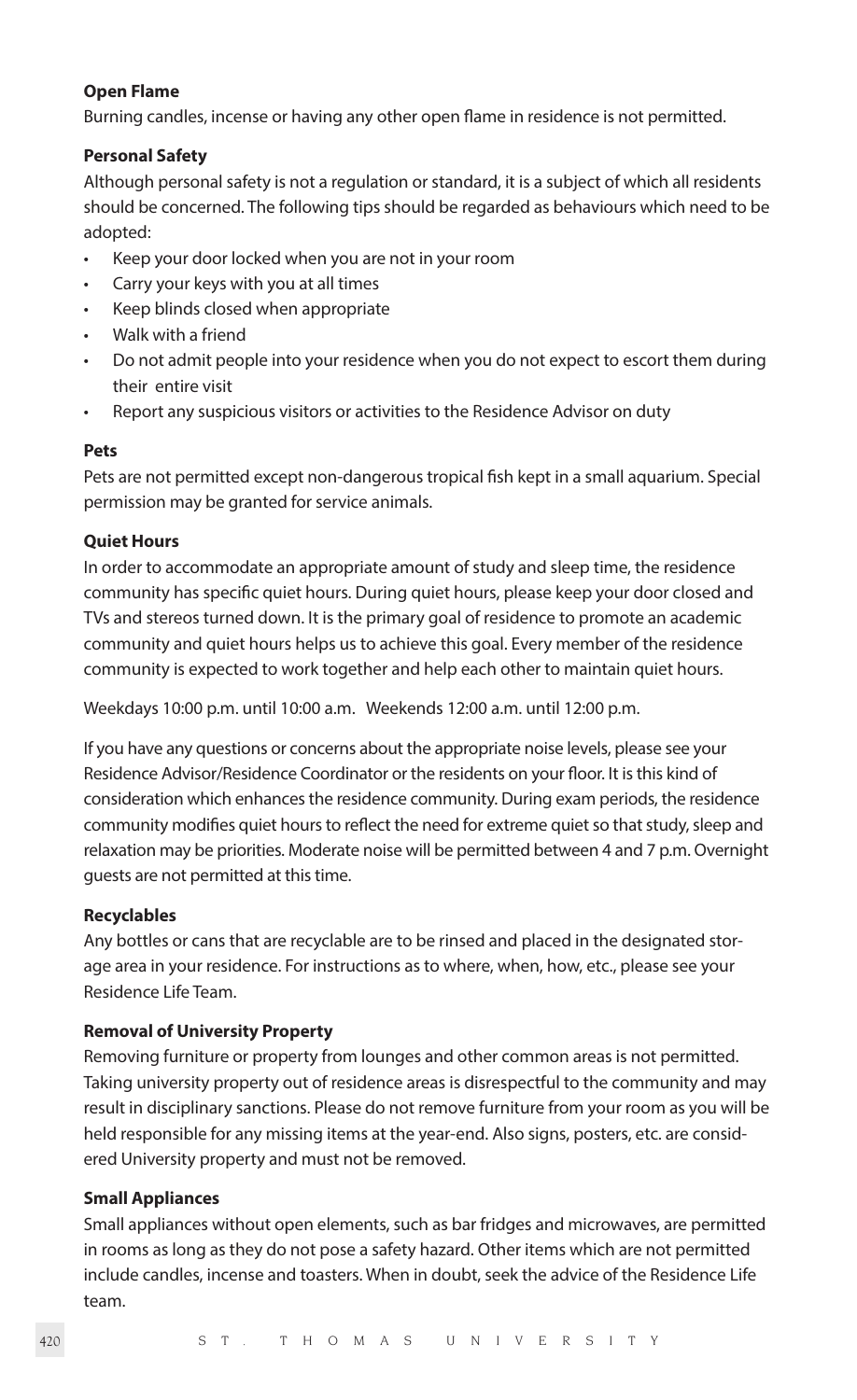**Open Flame**

Burning candles, incense or having any other open flame in residence is not permitted.

**Personal Safety**

Although personal safety is not a regulation or standard, it is a subject of which all residents should be concerned. The following tips should be regarded as behaviours which need to be adopted:

- Keep your door locked when you are not in your room
- Carry your keys with you at all times
- Keep blinds closed when appropriate
- Walk with a friend
- Do not admit people into your residence when you do not expect to escort them during their entire visit
- Report any suspicious visitors or activities to the Residence Advisor on duty

**Pets**

Pets are not permitted except non-dangerous tropical fish kept in a small aquarium. Special permission may be granted for service animals.

**Quiet Hours**

In order to accommodate an appropriate amount of study and sleep time, the residence community has specific quiet hours. During quiet hours, please keep your door closed and TVs and stereos turned down. It is the primary goal of residence to promote an academic community and quiet hours helps us to achieve this goal. Every member of the residence community is expected to work together and help each other to maintain quiet hours.

Weekdays 10:00 p.m. until 10:00 a.m. Weekends 12:00 a.m. until 12:00 p.m.

If you have any questions or concerns about the appropriate noise levels, please see your Residence Advisor/Residence Coordinator or the residents on your floor. It is this kind of consideration which enhances the residence community. During exam periods, the residence community modifies quiet hours to reflect the need for extreme quiet so that study, sleep and relaxation may be priorities. Moderate noise will be permitted between 4 and 7 p.m. Overnight guests are not permitted at this time.

**Recyclables**

Any bottles or cans that are recyclable are to be rinsed and placed in the designated storage area in your residence. For instructions as to where, when, how, etc., please see your Residence Life Team.

**Removal of University Property**

Removing furniture or property from lounges and other common areas is not permitted. Taking university property out of residence areas is disrespectful to the community and may result in disciplinary sanctions. Please do not remove furniture from your room as you will be held responsible for any missing items at the year-end. Also signs, posters, etc. are considered University property and must not be removed.

**Small Appliances**

Small appliances without open elements, such as bar fridges and microwaves, are permitted in rooms as long as they do not pose a safety hazard. Other items which are not permitted include candles, incense and toasters. When in doubt, seek the advice of the Residence Life team.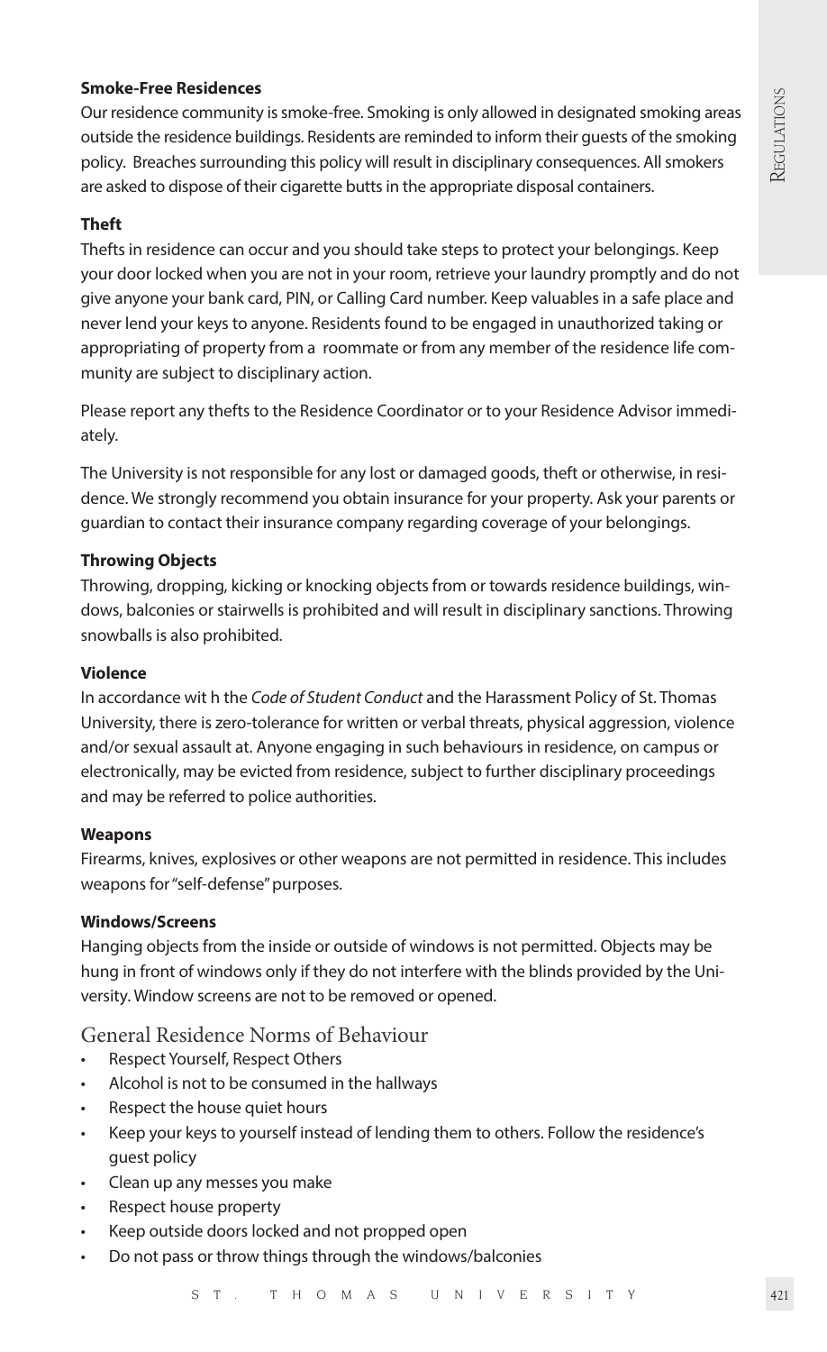**Smoke-Free Residences**

Our residence community is smoke-free. Smoking is only allowed in designated smoking areas outside the residence buildings. Residents are reminded to inform their guests of the smoking policy. Breaches surrounding this policy will result in disciplinary consequences. All smokers are asked to dispose of their cigarette butts in the appropriate disposal containers.

**Theft**

Thefts in residence can occur and you should take steps to protect your belongings. Keep your door locked when you are not in your room, retrieve your laundry promptly and do not give anyone your bank card, PIN, or Calling Card number. Keep valuables in a safe place and never lend your keys to anyone. Residents found to be engaged in unauthorized taking or appropriating of property from a roommate or from any member of the residence life community are subject to disciplinary action.

Please report any thefts to the Residence Coordinator or to your Residence Advisor immediately.

The University is not responsible for any lost or damaged goods, theft or otherwise, in residence. We strongly recommend you obtain insurance for your property. Ask your parents or guardian to contact their insurance company regarding coverage of your belongings.

**Throwing Objects**

Throwing, dropping, kicking or knocking objects from or towards residence buildings, windows, balconies or stairwells is prohibited and will result in disciplinary sanctions. Throwing snowballs is also prohibited.

**Violence**

In accordance wit h the *Code of Student Conduct* and the Harassment Policy of St. Thomas University, there is zero-tolerance for written or verbal threats, physical aggression, violence and/or sexual assault at. Anyone engaging in such behaviours in residence, on campus or electronically, may be evicted from residence, subject to further disciplinary proceedings and may be referred to police authorities.

**Weapons**

Firearms, knives, explosives or other weapons are not permitted in residence. This includes weapons for "self-defense" purposes.

**Windows/Screens**

Hanging objects from the inside or outside of windows is not permitted. Objects may be hung in front of windows only if they do not interfere with the blinds provided by the University. Window screens are not to be removed or opened.

## General Residence Norms of Behaviour

- Respect Yourself, Respect Others
- Alcohol is not to be consumed in the hallways
- Respect the house quiet hours
- Keep your keys to yourself instead of lending them to others. Follow the residence's guest policy
- Clean up any messes you make
- Respect house property
- Keep outside doors locked and not propped open
- Do not pass or throw things through the windows/balconies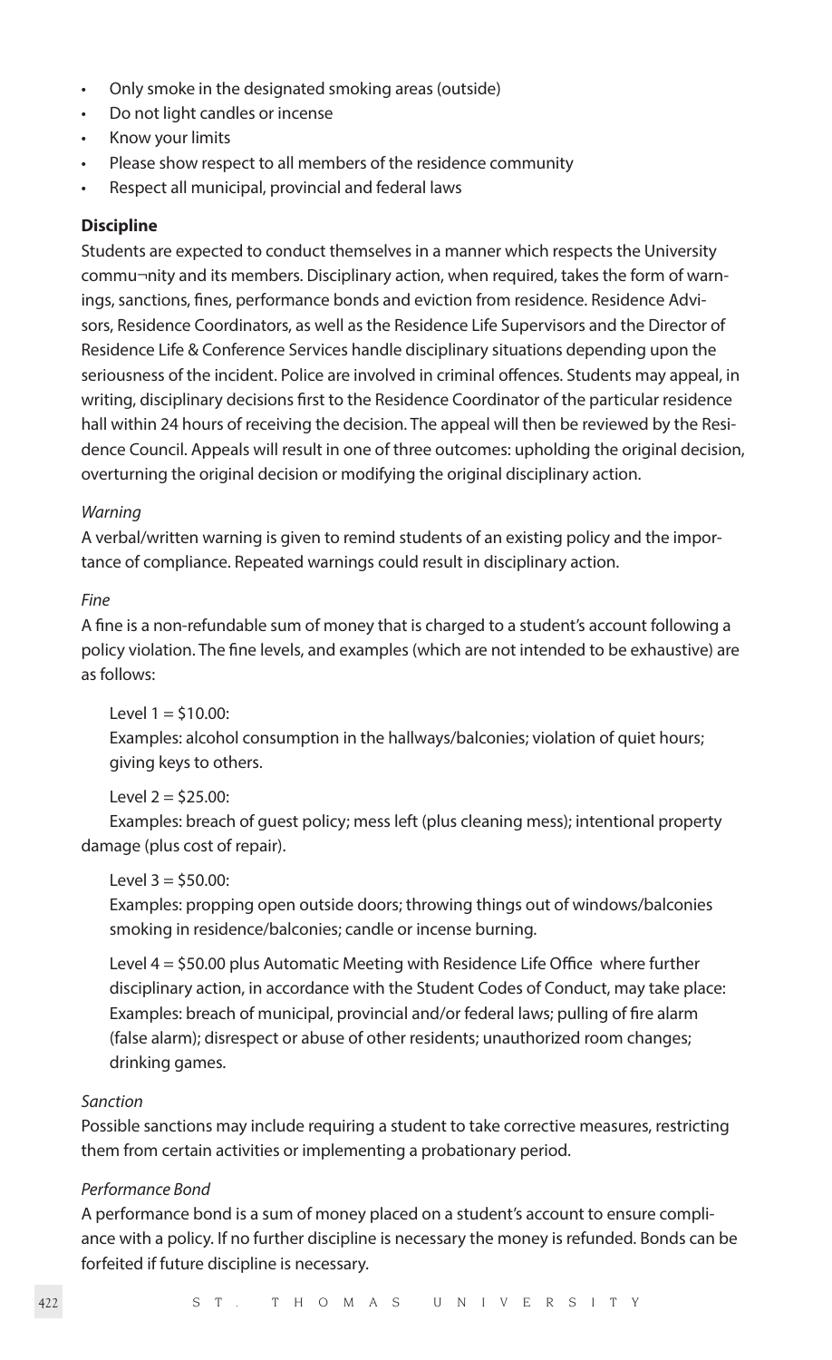- Only smoke in the designated smoking areas (outside)
- Do not light candles or incense
- Know your limits
- Please show respect to all members of the residence community
- Respect all municipal, provincial and federal laws

**Discipline**

Students are expected to conduct themselves in a manner which respects the University commu¬nity and its members. Disciplinary action, when required, takes the form of warnings, sanctions, fines, performance bonds and eviction from residence. Residence Advisors, Residence Coordinators, as well as the Residence Life Supervisors and the Director of Residence Life & Conference Services handle disciplinary situations depending upon the seriousness of the incident. Police are involved in criminal offences. Students may appeal, in writing, disciplinary decisions first to the Residence Coordinator of the particular residence hall within 24 hours of receiving the decision. The appeal will then be reviewed by the Residence Council. Appeals will result in one of three outcomes: upholding the original decision, overturning the original decision or modifying the original disciplinary action.

*Warning*

A verbal/written warning is given to remind students of an existing policy and the importance of compliance. Repeated warnings could result in disciplinary action.

*Fine*

A fine is a non-refundable sum of money that is charged to a student's account following a policy violation. The fine levels, and examples (which are not intended to be exhaustive) are as follows:

Level 1 = $10.00:
Examples: alcohol consumption in the hallways/balconies; violation of quiet hours; giving keys to others.

Level 2 = $25.00:
Examples: breach of guest policy; mess left (plus cleaning mess); intentional property damage (plus cost of repair).

Level 3 = $50.00:
Examples: propping open outside doors; throwing things out of windows/balconies smoking in residence/balconies; candle or incense burning.

Level 4 = $50.00 plus Automatic Meeting with Residence Life Office where further disciplinary action, in accordance with the Student Codes of Conduct, may take place:
Examples: breach of municipal, provincial and/or federal laws; pulling of fire alarm (false alarm); disrespect or abuse of other residents; unauthorized room changes; drinking games.

*Sanction*

Possible sanctions may include requiring a student to take corrective measures, restricting them from certain activities or implementing a probationary period.

*Performance Bond*

A performance bond is a sum of money placed on a student's account to ensure compliance with a policy. If no further discipline is necessary the money is refunded. Bonds can be forfeited if future discipline is necessary.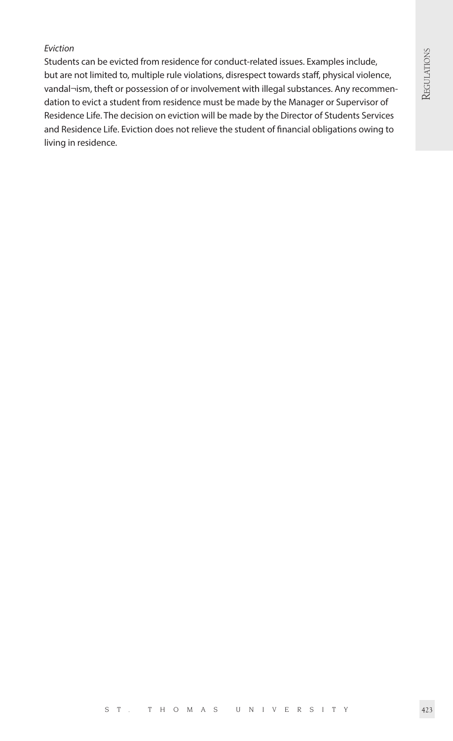*Eviction*

Students can be evicted from residence for conduct-related issues. Examples include, but are not limited to, multiple rule violations, disrespect towards staff, physical violence, vandal¬ism, theft or possession of or involvement with illegal substances. Any recommendation to evict a student from residence must be made by the Manager or Supervisor of Residence Life. The decision on eviction will be made by the Director of Students Services and Residence Life. Eviction does not relieve the student of financial obligations owing to living in residence.